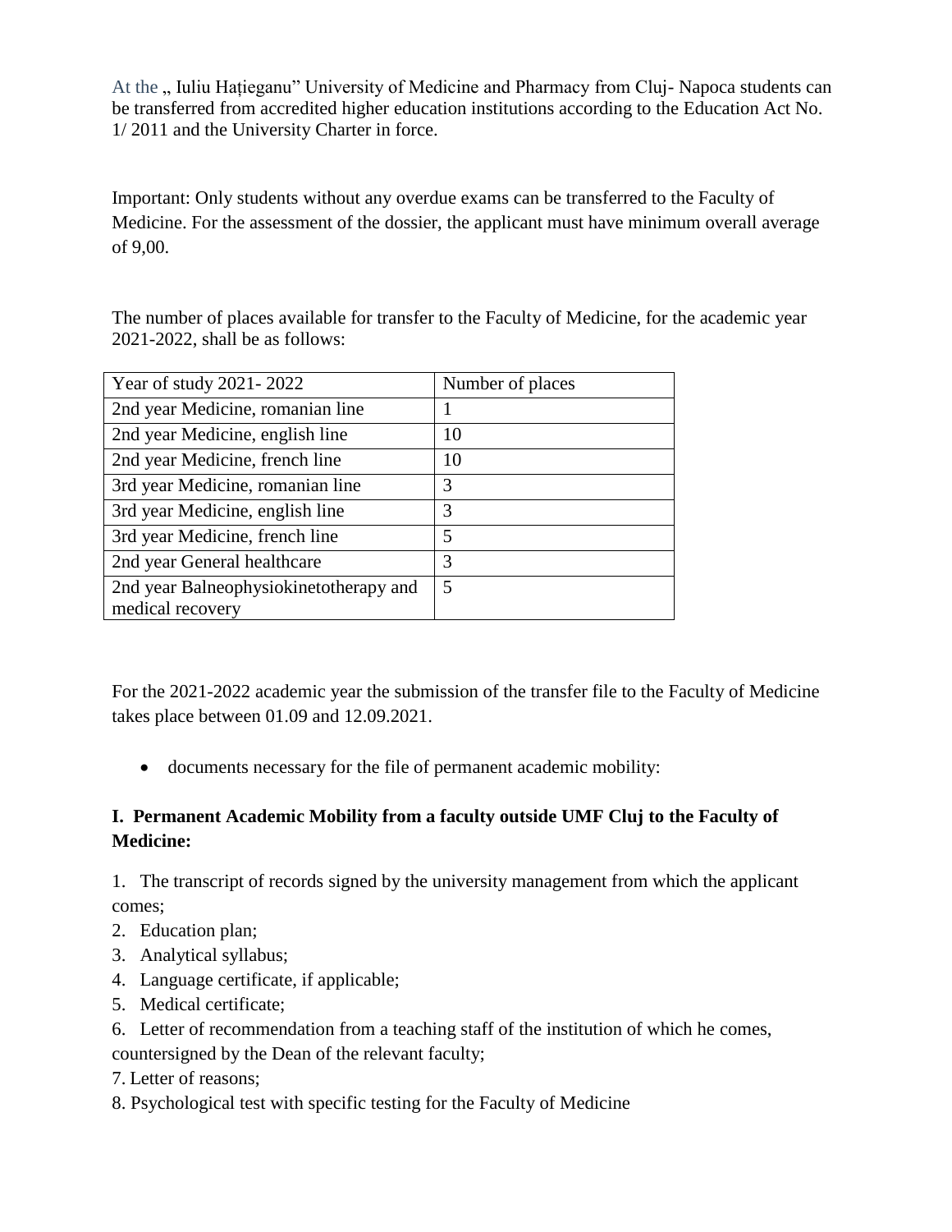At the „ Iuliu Hațieganu" University of Medicine and Pharmacy from Cluj- Napoca students can be transferred from accredited higher education institutions according to the Education Act No. 1/ 2011 and the University Charter in force.

Important: Only students without any overdue exams can be transferred to the Faculty of Medicine. For the assessment of the dossier, the applicant must have minimum overall average of 9,00.

The number of places available for transfer to the Faculty of Medicine, for the academic year 2021-2022, shall be as follows:

| Year of study 2021- 2022 | Number of places |
|---|---|
| 2nd year Medicine, romanian line | 1 |
| 2nd year Medicine, english line | 10 |
| 2nd year Medicine, french line | 10 |
| 3rd year Medicine, romanian line | 3 |
| 3rd year Medicine, english line | 3 |
| 3rd year Medicine, french line | 5 |
| 2nd year General healthcare | 3 |
| 2nd year Balneophysiokinetotherapy and medical recovery | 5 |

For the 2021-2022 academic year the submission of the transfer file to the Faculty of Medicine takes place between 01.09 and 12.09.2021.

- documents necessary for the file of permanent academic mobility:

**I. Permanent Academic Mobility from a faculty outside UMF Cluj to the Faculty of Medicine:**

1. The transcript of records signed by the university management from which the applicant comes;
2. Education plan;
3. Analytical syllabus;
4. Language certificate, if applicable;
5. Medical certificate;
6. Letter of recommendation from a teaching staff of the institution of which he comes, countersigned by the Dean of the relevant faculty;
7. Letter of reasons;
8. Psychological test with specific testing for the Faculty of Medicine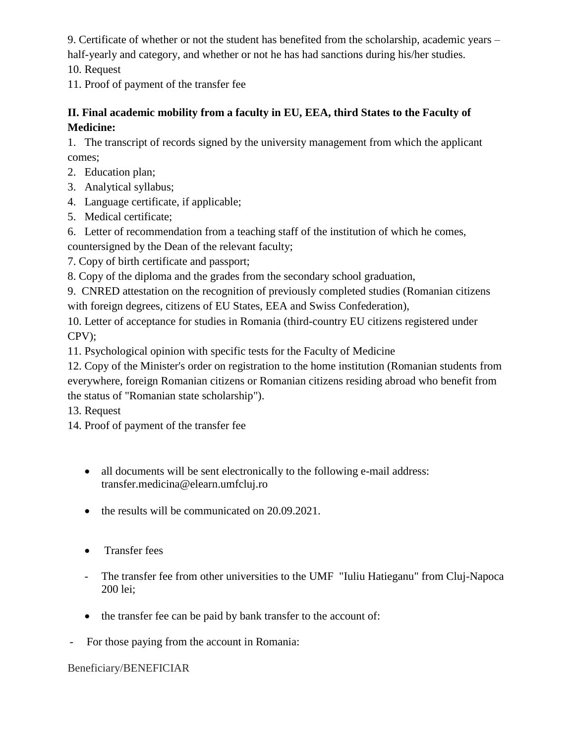9. Certificate of whether or not the student has benefited from the scholarship, academic years – half-yearly and category, and whether or not he has had sanctions during his/her studies.
10. Request
11. Proof of payment of the transfer fee

**II. Final academic mobility from a faculty in EU, EEA, third States to the Faculty of Medicine:**

1. The transcript of records signed by the university management from which the applicant comes;
2. Education plan;
3. Analytical syllabus;
4. Language certificate, if applicable;
5. Medical certificate;
6. Letter of recommendation from a teaching staff of the institution of which he comes, countersigned by the Dean of the relevant faculty;
7. Copy of birth certificate and passport;
8. Copy of the diploma and the grades from the secondary school graduation,
9. CNRED attestation on the recognition of previously completed studies (Romanian citizens with foreign degrees, citizens of EU States, EEA and Swiss Confederation),
10. Letter of acceptance for studies in Romania (third-country EU citizens registered under CPV);
11. Psychological opinion with specific tests for the Faculty of Medicine
12. Copy of the Minister's order on registration to the home institution (Romanian students from everywhere, foreign Romanian citizens or Romanian citizens residing abroad who benefit from the status of "Romanian state scholarship").
13. Request
14. Proof of payment of the transfer fee

- all documents will be sent electronically to the following e-mail address: transfer.medicina@elearn.umfcluj.ro

- the results will be communicated on 20.09.2021.

- Transfer fees

- The transfer fee from other universities to the UMF "Iuliu Hatieganu" from Cluj-Napoca 200 lei;

- the transfer fee can be paid by bank transfer to the account of:

- For those paying from the account in Romania:

Beneficiary/BENEFICIAR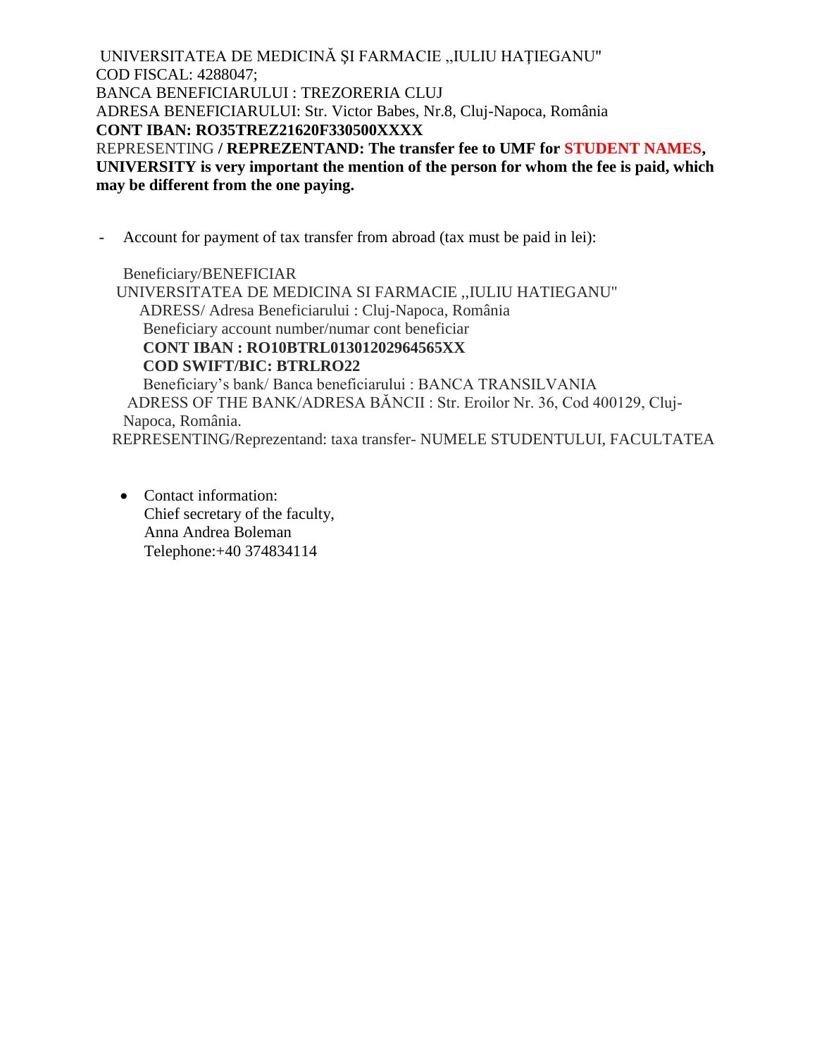UNIVERSITATEA DE MEDICINĂ ŞI FARMACIE ,,IULIU HAŢIEGANU"
COD FISCAL: 4288047;
BANCA BENEFICIARULUI : TREZORERIA CLUJ
ADRESA BENEFICIARULUI: Str. Victor Babes, Nr.8, Cluj-Napoca, România
**CONT IBAN: RO35TREZ21620F330500XXXX**
REPRESENTING **/ REPREZENTAND: The transfer fee to UMF for STUDENT NAMES, UNIVERSITY is very important the mention of the person for whom the fee is paid, which may be different from the one paying.**

- Account for payment of tax transfer from abroad (tax must be paid in lei):

  Beneficiary/BENEFICIAR
  UNIVERSITATEA DE MEDICINA SI FARMACIE ,,IULIU HATIEGANU"
  ADRESS/ Adresa Beneficiarului : Cluj-Napoca, România
  Beneficiary account number/numar cont beneficiar
  **CONT IBAN : RO10BTRL01301202964565XX**
  **COD SWIFT/BIC: BTRLRO22**
  Beneficiary's bank/ Banca beneficiarului : BANCA TRANSILVANIA
  ADRESS OF THE BANK/ADRESA BĂNCII : Str. Eroilor Nr. 36, Cod 400129, Cluj-Napoca, România.
  REPRESENTING/Reprezentand: taxa transfer- NUMELE STUDENTULUI, FACULTATEA

- Contact information:
  Chief secretary of the faculty,
  Anna Andrea Boleman
  Telephone:+40 374834114